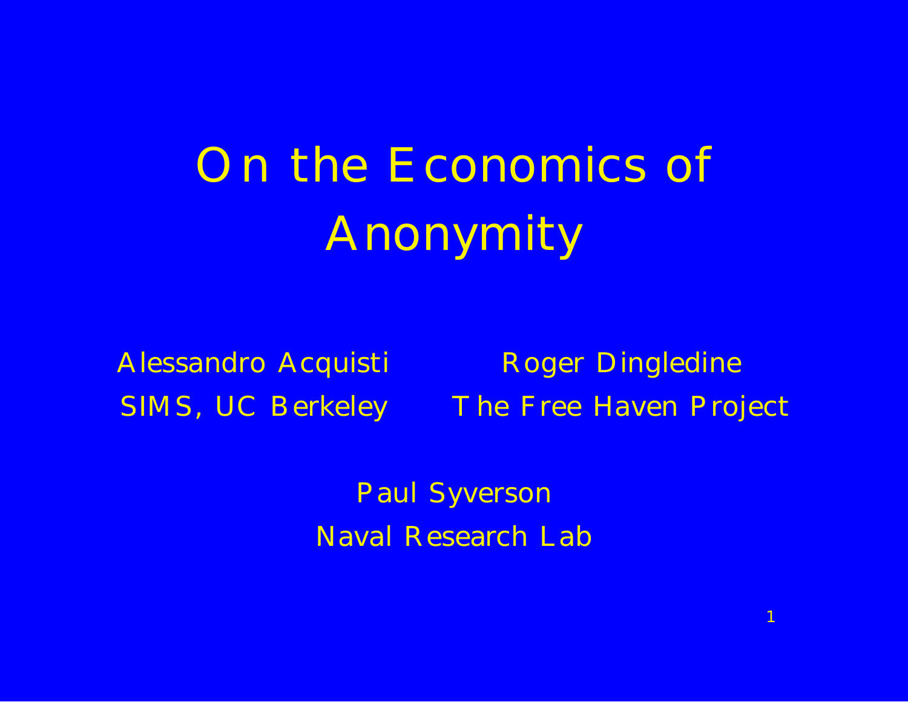# On the Economics of Anonymity

Alessandro Acquisti
SIMS, UC Berkeley

Roger Dingledine
The Free Haven Project

Paul Syverson
Naval Research Lab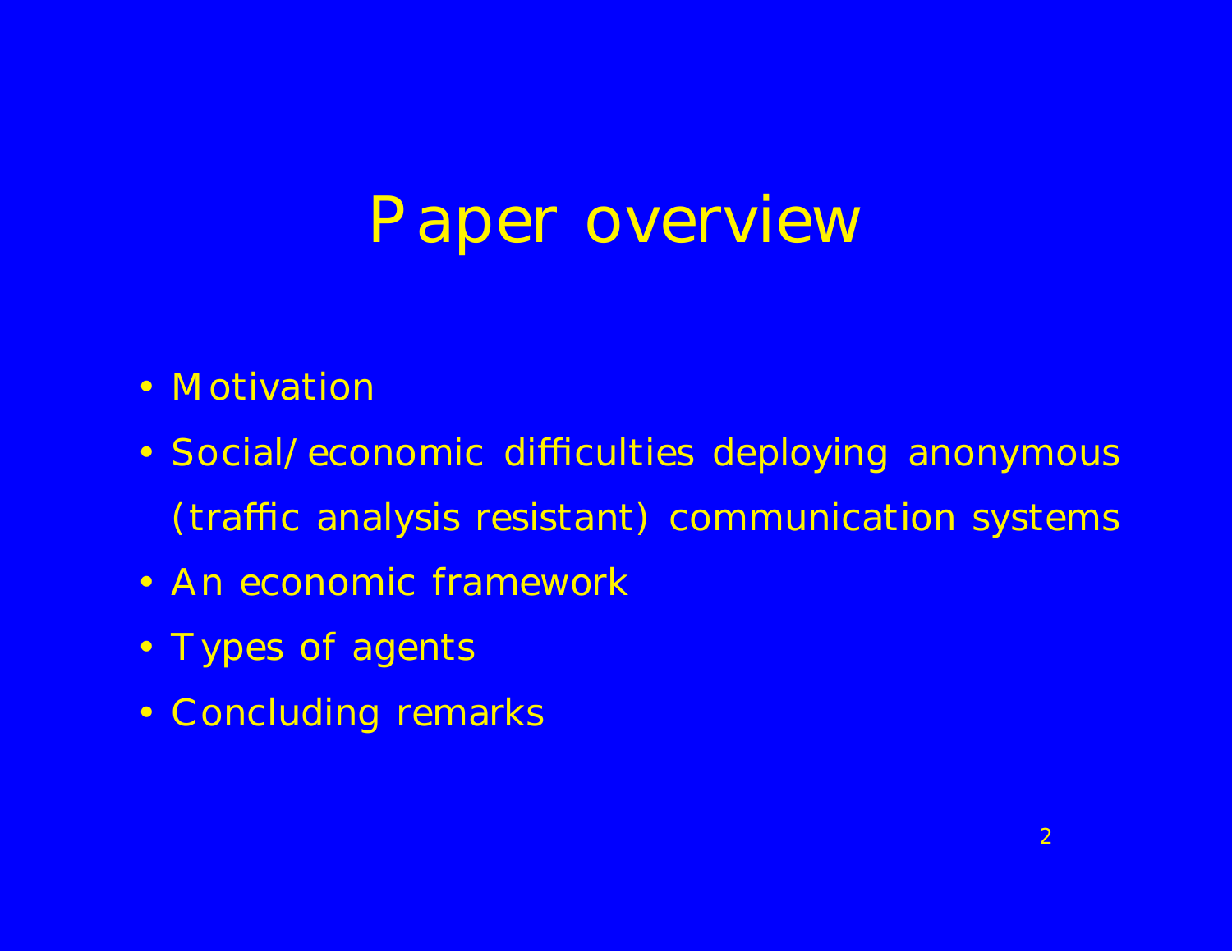# Paper overview

- Motivation
- Social/economic difficulties deploying anonymous (traffic analysis resistant) communication systems
- An economic framework
- Types of agents
- Concluding remarks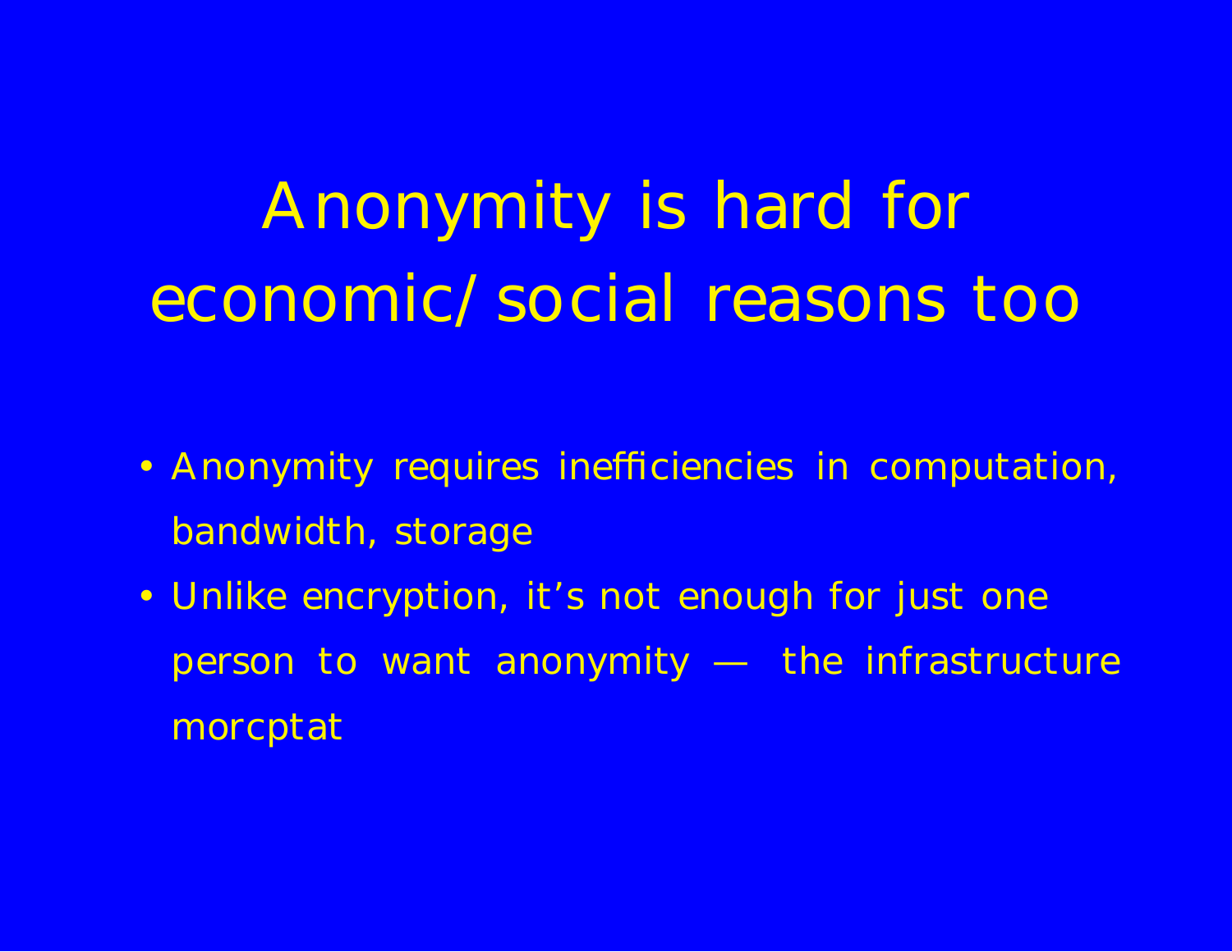# Anonymity is hard for economic/social reasons too

- Anonymity requires inefficiencies in computation, bandwidth, storage
- Unlike encryption, it's not enough for just one person to want anonymity — the infrastructure morcptat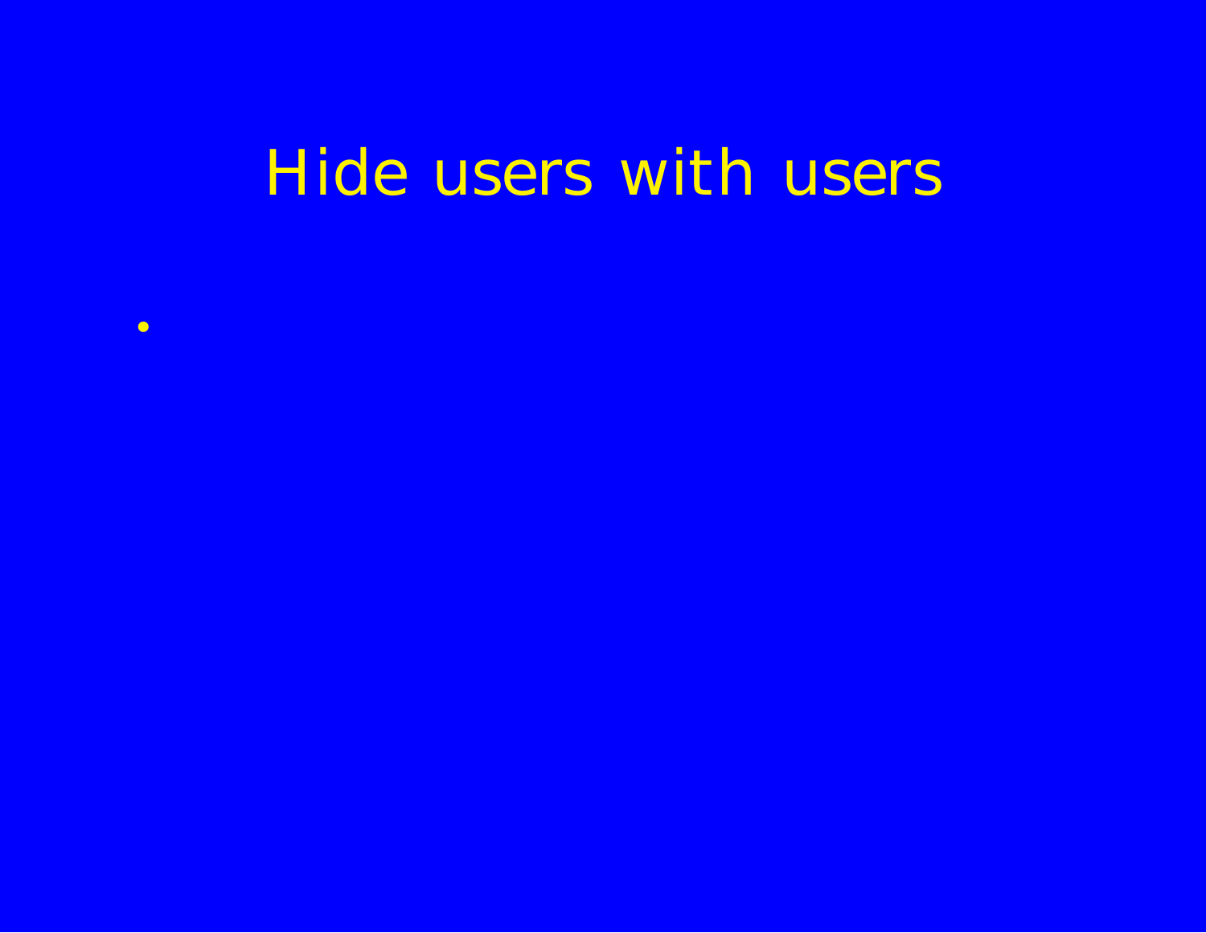# Hide users with users

-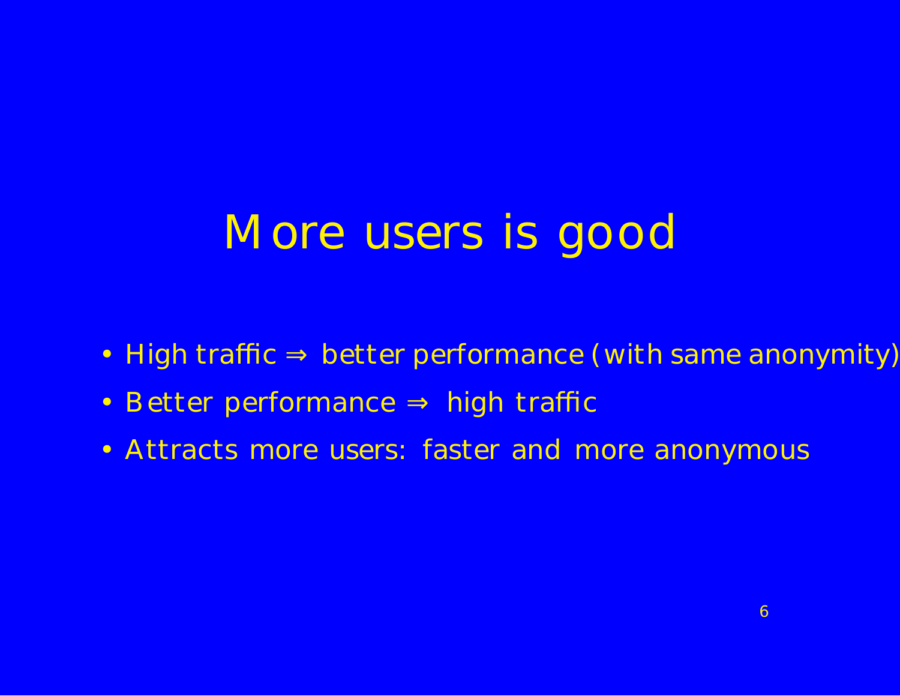# More users is good

- High traffic $\Rightarrow$ better performance (with same anonymity)
- Better performance $\Rightarrow$ high traffic
- Attracts more users: faster and more anonymous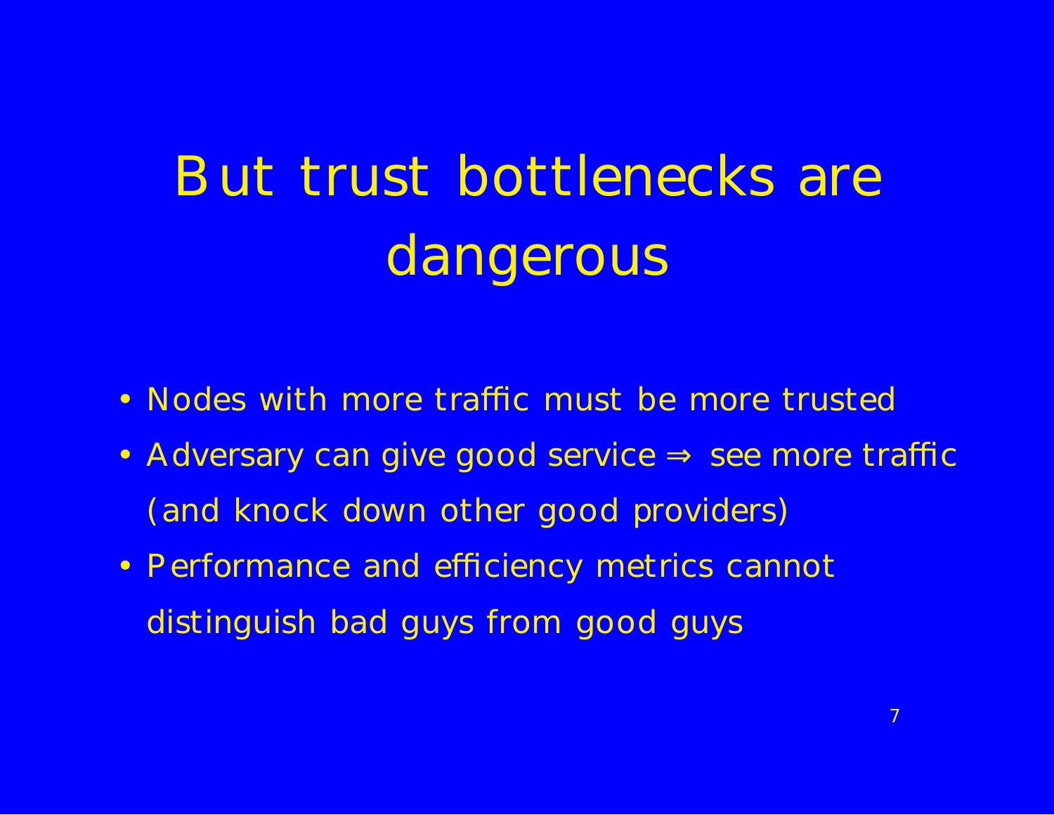# But trust bottlenecks are dangerous

- Nodes with more traffic must be more trusted
- Adversary can give good service ⇒ see more traffic (and knock down other good providers)
- Performance and efficiency metrics cannot distinguish bad guys from good guys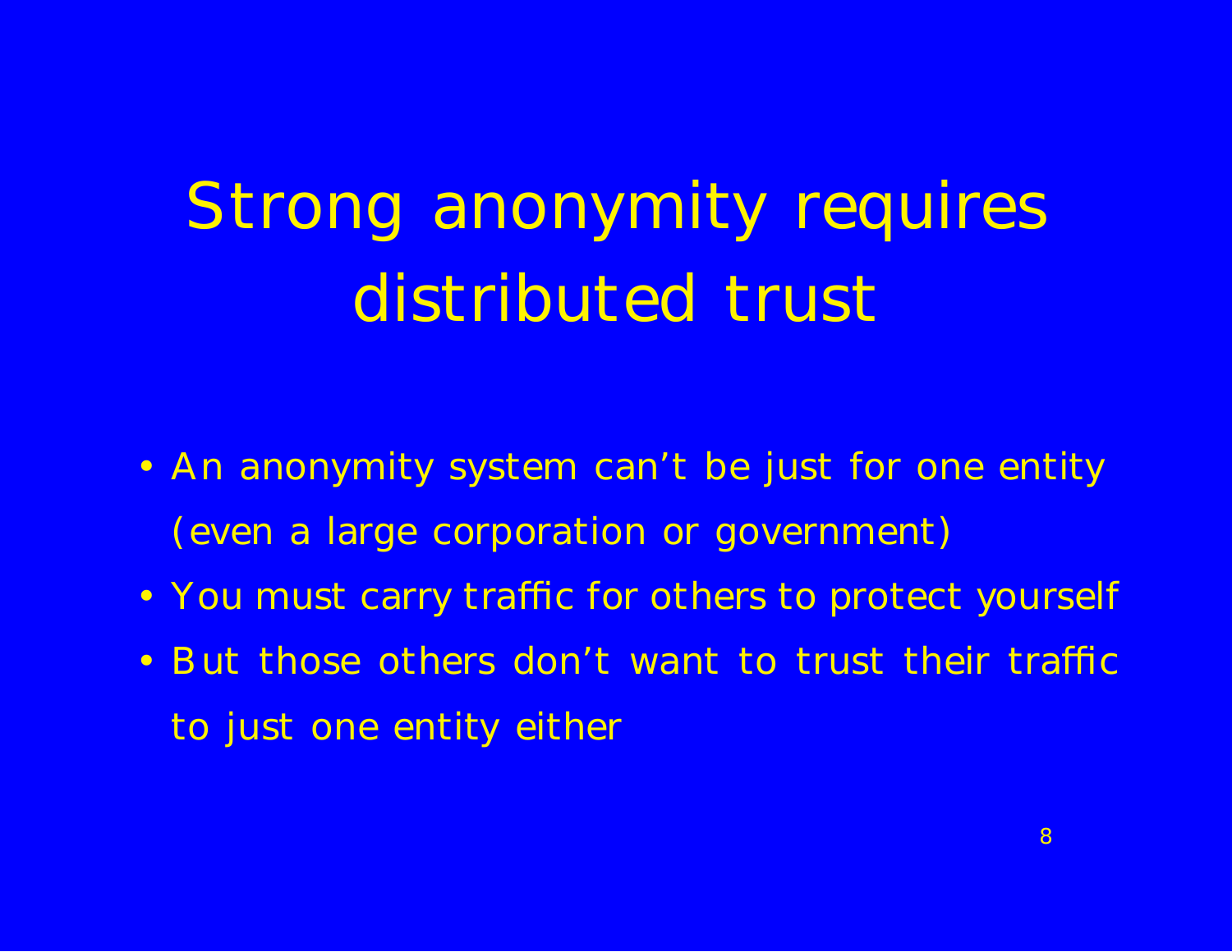# Strong anonymity requires distributed trust

- An anonymity system can't be just for one entity (even a large corporation or government)
- You must carry traffic for others to protect yourself
- But those others don't want to trust their traffic to just one entity either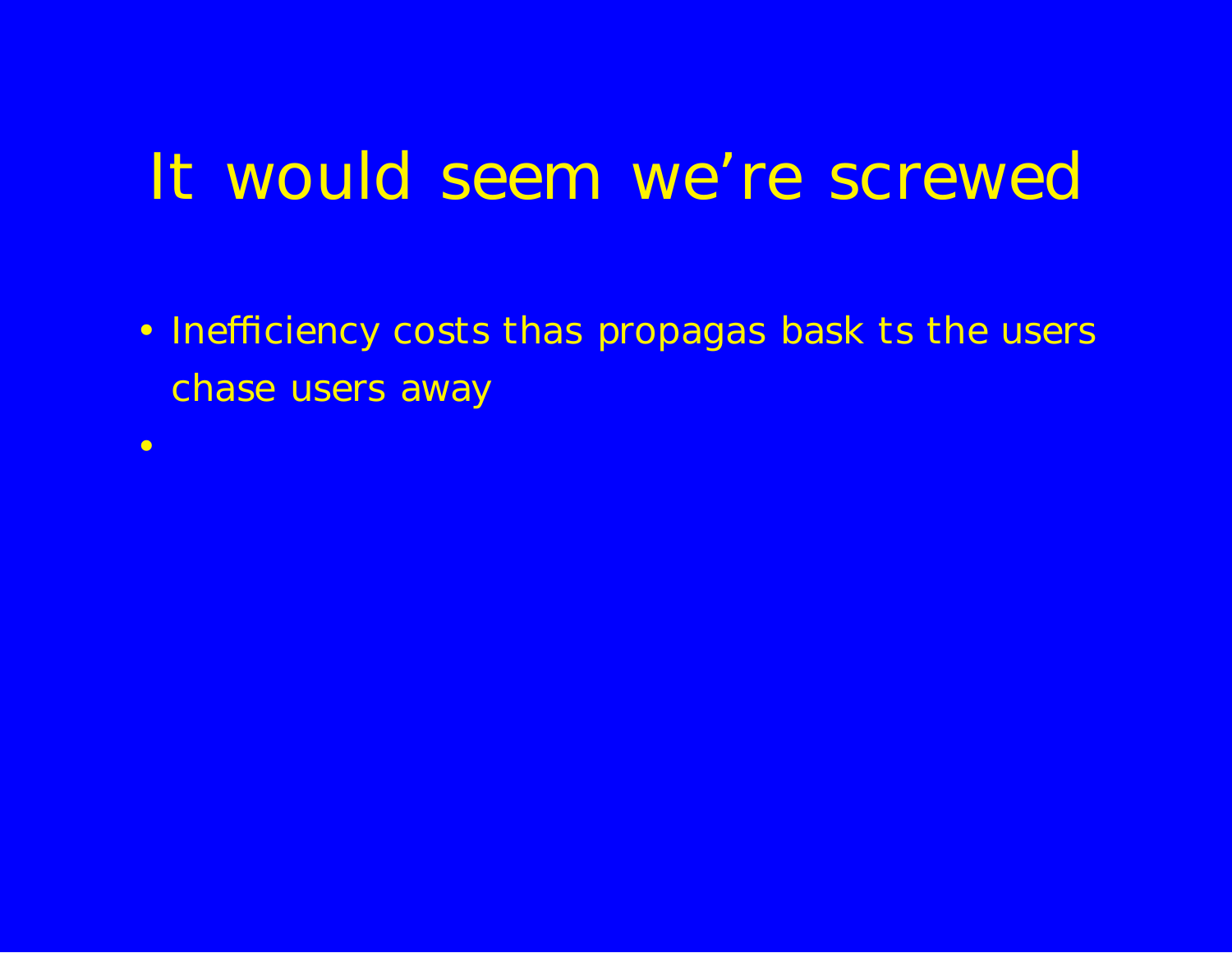# It would seem we're screwed

- Inefficiency costs thas propagas bask ts the users chase users away
-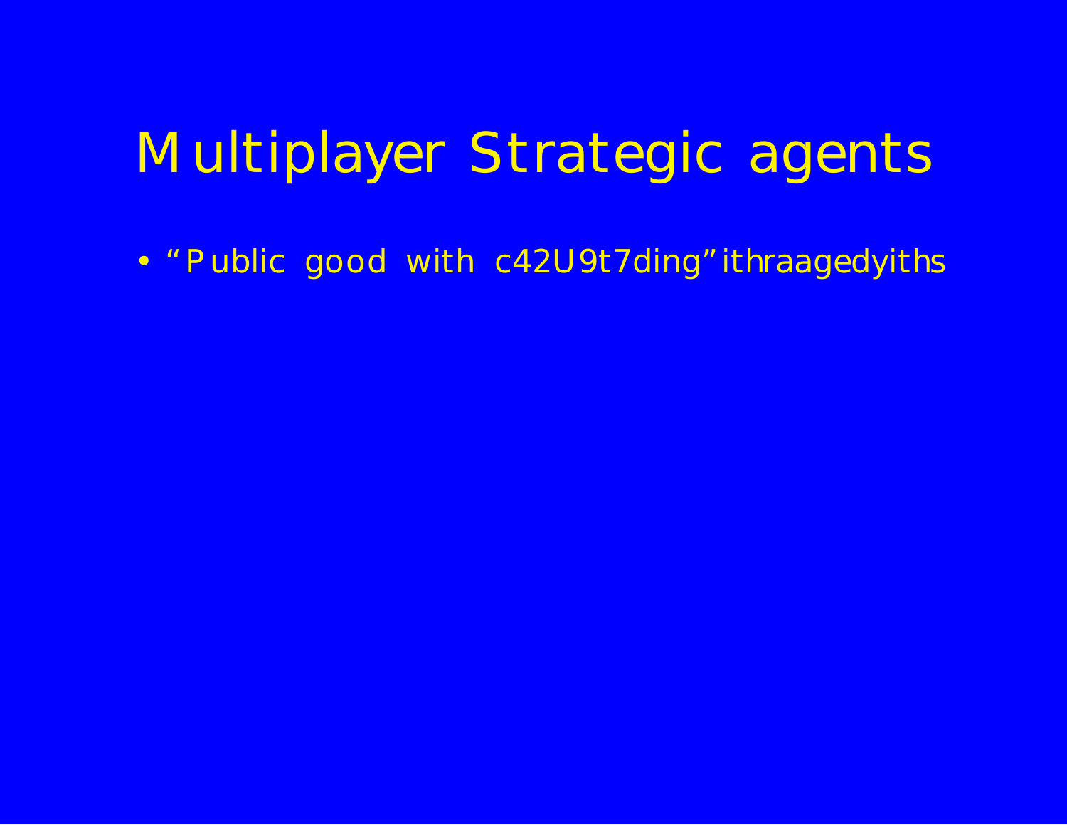# Multiplayer Strategic agents

- “Public good with c42U9t7ding”ithraagedyiths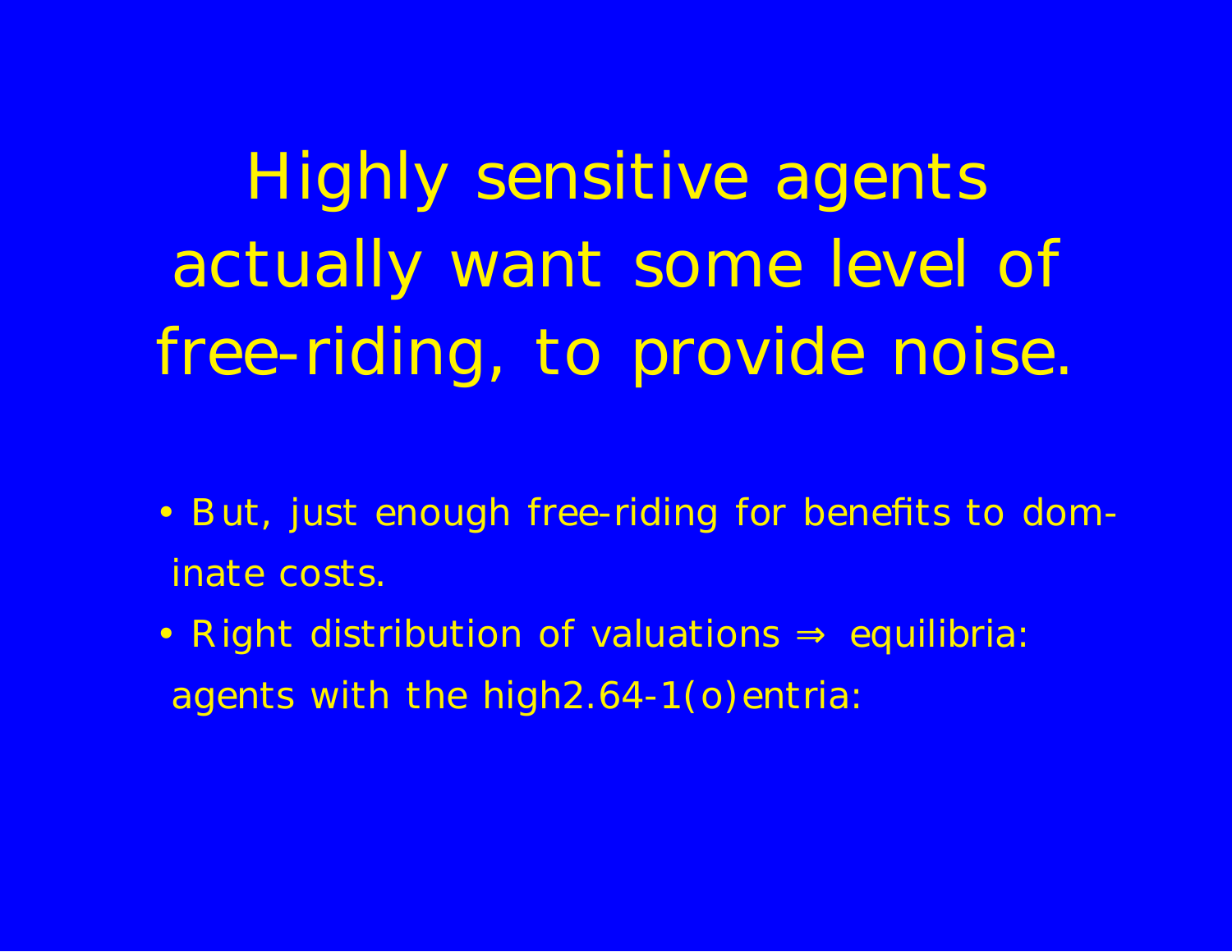# Highly sensitive agents actually want some level of free-riding, to provide noise.

- But, just enough free-riding for benefits to dominate costs.
- Right distribution of valuations ⇒ equilibria: agents with the high2.64-1(o)entria: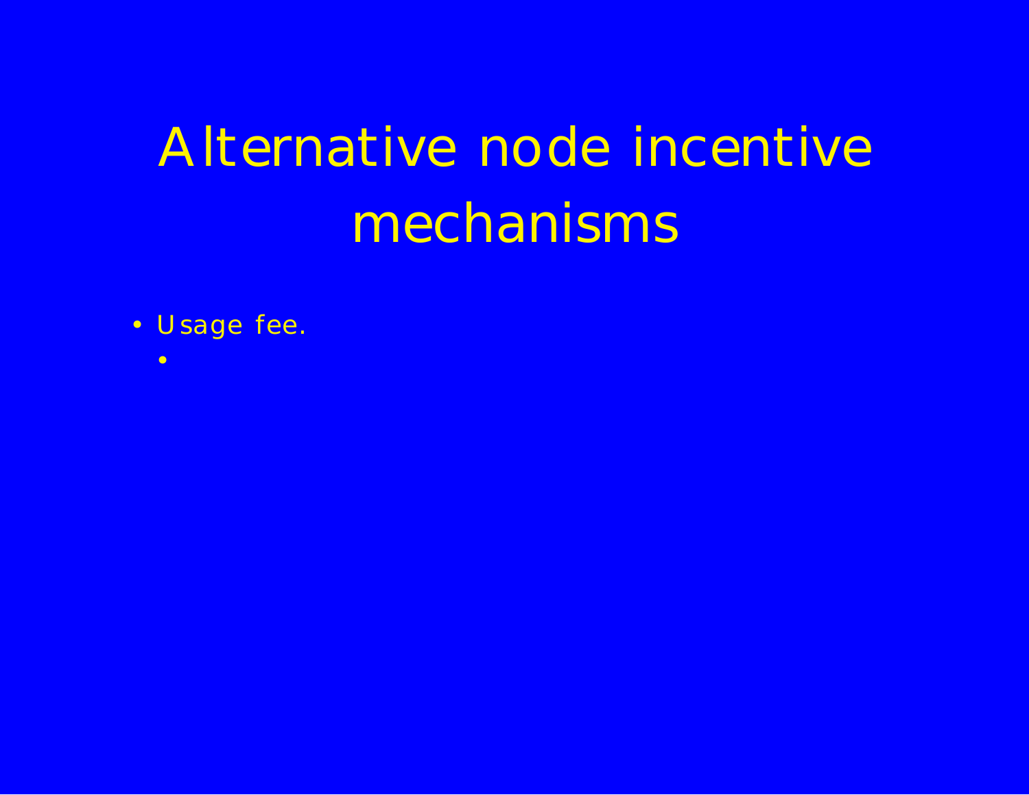# Alternative node incentive mechanisms

- Usage fee.
  -